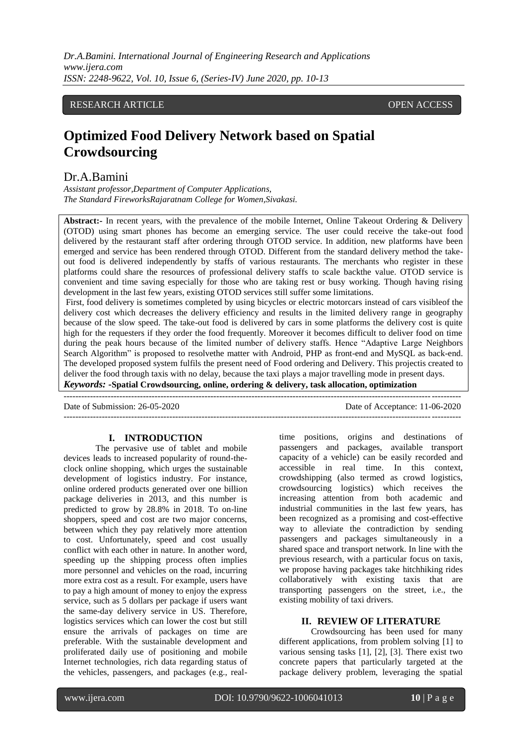RESEARCH ARTICLE OPEN ACCESS

# Optimized Food Delivery Network based on Spatial Crowdsourcing

Dr.A.Bamini

*Assistant professor,Department of Computer Applications, The Standard FireworksRajaratnam College for Women,Sivakasi.*

**Abstract:-** In recent years, with the prevalence of the mobile Internet, Online Takeout Ordering & Delivery (OTOD) using smart phones has become an emerging service. The user could receive the take-out food delivered by the restaurant staff after ordering through OTOD service. In addition, new platforms have been emerged and service has been rendered through OTOD. Different from the standard delivery method the take-out food is delivered independently by staffs of various restaurants. The merchants who register in these platforms could share the resources of professional delivery staffs to scale backthe value. OTOD service is convenient and time saving especially for those who are taking rest or busy working. Though having rising development in the last few years, existing OTOD services still suffer some limitations.

First, food delivery is sometimes completed by using bicycles or electric motorcars instead of cars visibleof the delivery cost which decreases the delivery efficiency and results in the limited delivery range in geography because of the slow speed. The take-out food is delivered by cars in some platforms the delivery cost is quite high for the requesters if they order the food frequently. Moreover it becomes difficult to deliver food on time during the peak hours because of the limited number of delivery staffs. Hence "Adaptive Large Neighbors Search Algorithm" is proposed to resolvethe matter with Android, PHP as front-end and MySQL as back-end. The developed proposed system fulfils the present need of Food ordering and Delivery. This projectis created to deliver the food through taxis with no delay, because the taxi plays a major travelling mode in present days.

***Keywords:*** **-Spatial Crowdsourcing, online, ordering & delivery, task allocation, optimization**

Date of Submission: 26-05-2020 Date of Acceptance: 11-06-2020

## I. INTRODUCTION

The pervasive use of tablet and mobile devices leads to increased popularity of round-the-clock online shopping, which urges the sustainable development of logistics industry. For instance, online ordered products generated over one billion package deliveries in 2013, and this number is predicted to grow by 28.8% in 2018. To on-line shoppers, speed and cost are two major concerns, between which they pay relatively more attention to cost. Unfortunately, speed and cost usually conflict with each other in nature. In another word, speeding up the shipping process often implies more personnel and vehicles on the road, incurring more extra cost as a result. For example, users have to pay a high amount of money to enjoy the express service, such as 5 dollars per package if users want the same-day delivery service in US. Therefore, logistics services which can lower the cost but still ensure the arrivals of packages on time are preferable. With the sustainable development and proliferated daily use of positioning and mobile Internet technologies, rich data regarding status of the vehicles, passengers, and packages (e.g., real-time positions, origins and destinations of passengers and packages, available transport capacity of a vehicle) can be easily recorded and accessible in real time. In this context, crowdshipping (also termed as crowd logistics, crowdsourcing logistics) which receives the increasing attention from both academic and industrial communities in the last few years, has been recognized as a promising and cost-effective way to alleviate the contradiction by sending passengers and packages simultaneously in a shared space and transport network. In line with the previous research, with a particular focus on taxis, we propose having packages take hitchhiking rides collaboratively with existing taxis that are transporting passengers on the street, i.e., the existing mobility of taxi drivers.

## II. REVIEW OF LITERATURE

Crowdsourcing has been used for many different applications, from problem solving [1] to various sensing tasks [1], [2], [3]. There exist two concrete papers that particularly targeted at the package delivery problem, leveraging the spatial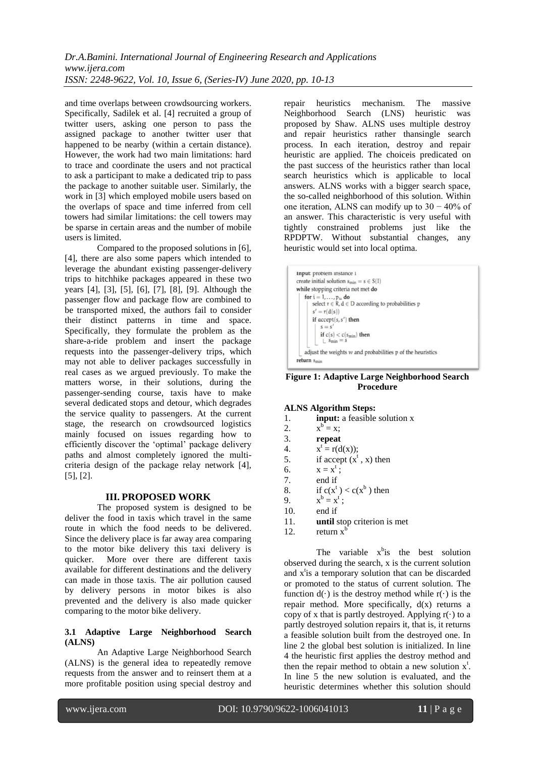and time overlaps between crowdsourcing workers. Specifically, Sadilek et al. [4] recruited a group of twitter users, asking one person to pass the assigned package to another twitter user that happened to be nearby (within a certain distance). However, the work had two main limitations: hard to trace and coordinate the users and not practical to ask a participant to make a dedicated trip to pass the package to another suitable user. Similarly, the work in [3] which employed mobile users based on the overlaps of space and time inferred from cell towers had similar limitations: the cell towers may be sparse in certain areas and the number of mobile users is limited.

Compared to the proposed solutions in [6], [4], there are also some papers which intended to leverage the abundant existing passenger-delivery trips to hitchhike packages appeared in these two years [4], [3], [5], [6], [7], [8], [9]. Although the passenger flow and package flow are combined to be transported mixed, the authors fail to consider their distinct patterns in time and space. Specifically, they formulate the problem as the share-a-ride problem and insert the package requests into the passenger-delivery trips, which may not able to deliver packages successfully in real cases as we argued previously. To make the matters worse, in their solutions, during the passenger-sending course, taxis have to make several dedicated stops and detour, which degrades the service quality to passengers. At the current stage, the research on crowdsourced logistics mainly focused on issues regarding how to efficiently discover the 'optimal' package delivery paths and almost completely ignored the multi-criteria design of the package relay network [4], [5], [2].

## III. PROPOSED WORK

The proposed system is designed to be deliver the food in taxis which travel in the same route in which the food needs to be delivered. Since the delivery place is far away area comparing to the motor bike delivery this taxi delivery is quicker. More over there are different taxis available for different destinations and the delivery can made in those taxis. The air pollution caused by delivery persons in motor bikes is also prevented and the delivery is also made quicker comparing to the motor bike delivery.

### 3.1 Adaptive Large Neighborhood Search (ALNS)

An Adaptive Large Neighborhood Search (ALNS) is the general idea to repeatedly remove requests from the answer and to reinsert them at a more profitable position using special destroy and repair heuristics mechanism. The massive Neighborhood Search (LNS) heuristic was proposed by Shaw. ALNS uses multiple destroy and repair heuristics rather thansingle search process. In each iteration, destroy and repair heuristic are applied. The choiceis predicated on the past success of the heuristics rather than local search heuristics which is applicable to local answers. ALNS works with a bigger search space, the so-called neighborhood of this solution. Within one iteration, ALNS can modify up to 30 − 40% of an answer. This characteristic is very useful with tightly constrained problems just like the RPDPTW. Without substantial changes, any heuristic would set into local optima.

```
Input: problem instance I
create initial solution s_min = s ∈ S(I)
while stopping criteria not met do
    for i = 1, ..., p_u do
        select r ∈ R, d ∈ D according to probabilities p
        s' = r(d(s))
        if accept(s, s') then
            s = s'
            if c(s) < c(s_min) then
                s_min = s
    adjust the weights w and probabilities p of the heuristics
return s_min
```

**Figure 1: Adaptive Large Neighborhood Search Procedure**

**ALNS Algorithm Steps:**

1. **input:** a feasible solution x
2. $x^b = x$;
3. **repeat**
4. $x^t = r(d(x))$;
5. if accept ($x^t$ , x) then
6. $x = x^t$ ;
7. end if
8. if $c(x^t) < c(x^b)$ then
9. $x^b = x^t$ ;
10. end if
11. **until** stop criterion is met
12. return $x^b$

The variable $x^b$is the best solution observed during the search, x is the current solution and $x^t$is a temporary solution that can be discarded or promoted to the status of current solution. The function $d(\cdot)$ is the destroy method while $r(\cdot)$ is the repair method. More specifically, $d(x)$ returns a copy of x that is partly destroyed. Applying $r(\cdot)$ to a partly destroyed solution repairs it, that is, it returns a feasible solution built from the destroyed one. In line 2 the global best solution is initialized. In line 4 the heuristic first applies the destroy method and then the repair method to obtain a new solution $x^t$. In line 5 the new solution is evaluated, and the heuristic determines whether this solution should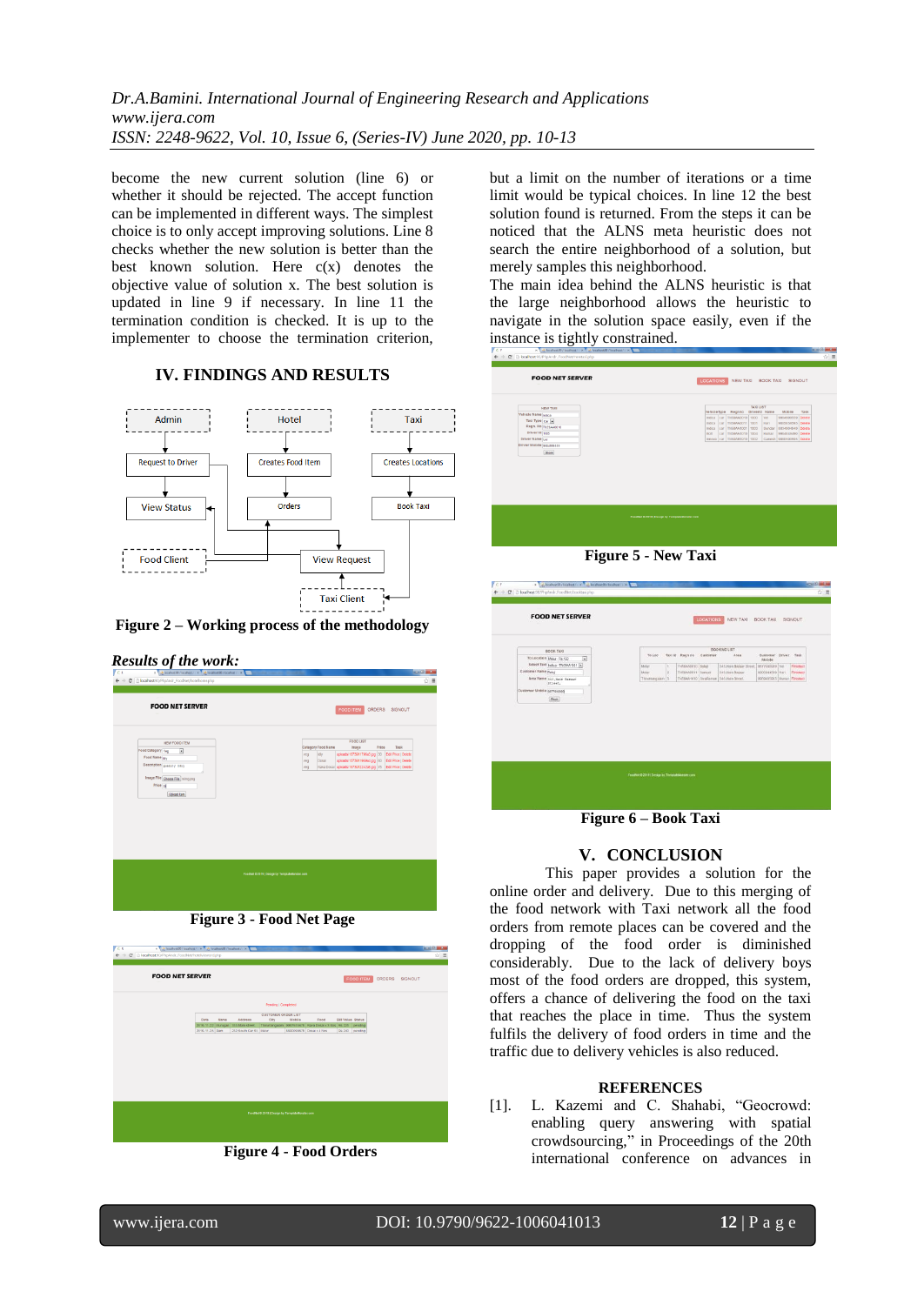become the new current solution (line 6) or whether it should be rejected. The accept function can be implemented in different ways. The simplest choice is to only accept improving solutions. Line 8 checks whether the new solution is better than the best known solution. Here c(x) denotes the objective value of solution x. The best solution is updated in line 9 if necessary. In line 11 the termination condition is checked. It is up to the implementer to choose the termination criterion, but a limit on the number of iterations or a time limit would be typical choices. In line 12 the best solution found is returned. From the steps it can be noticed that the ALNS meta heuristic does not search the entire neighborhood of a solution, but merely samples this neighborhood.

The main idea behind the ALNS heuristic is that the large neighborhood allows the heuristic to navigate in the solution space easily, even if the instance is tightly constrained.

## IV. FINDINGS AND RESULTS

Figure 2 – Working process of the methodology

***Results of the work:***

Figure 3 - Food Net Page

Figure 4 - Food Orders

Figure 5 - New Taxi

Figure 6 – Book Taxi

## V. CONCLUSION

This paper provides a solution for the online order and delivery. Due to this merging of the food network with Taxi network all the food orders from remote places can be covered and the dropping of the food order is diminished considerably. Due to the lack of delivery boys most of the food orders are dropped, this system, offers a chance of delivering the food on the taxi that reaches the place in time. Thus the system fulfils the delivery of food orders in time and the traffic due to delivery vehicles is also reduced.

## REFERENCES

[1]. L. Kazemi and C. Shahabi, "Geocrowd: enabling query answering with spatial crowdsourcing," in Proceedings of the 20th international conference on advances in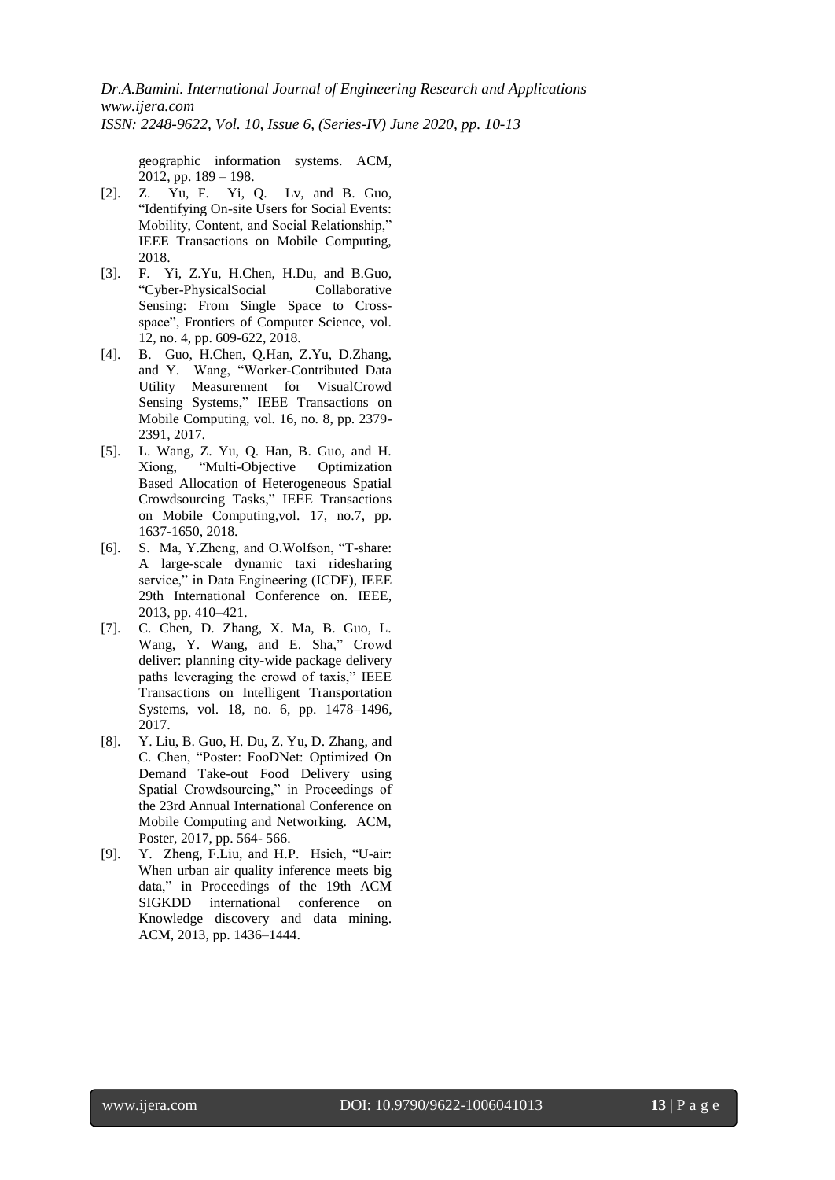geographic information systems. ACM, 2012, pp. 189 – 198.

[2]. Z. Yu, F. Yi, Q. Lv, and B. Guo, "Identifying On-site Users for Social Events: Mobility, Content, and Social Relationship," IEEE Transactions on Mobile Computing, 2018.

[3]. F. Yi, Z.Yu, H.Chen, H.Du, and B.Guo, "Cyber-PhysicalSocial Collaborative Sensing: From Single Space to Cross-space", Frontiers of Computer Science, vol. 12, no. 4, pp. 609-622, 2018.

[4]. B. Guo, H.Chen, Q.Han, Z.Yu, D.Zhang, and Y. Wang, "Worker-Contributed Data Utility Measurement for VisualCrowd Sensing Systems," IEEE Transactions on Mobile Computing, vol. 16, no. 8, pp. 2379-2391, 2017.

[5]. L. Wang, Z. Yu, Q. Han, B. Guo, and H. Xiong, "Multi-Objective Optimization Based Allocation of Heterogeneous Spatial Crowdsourcing Tasks," IEEE Transactions on Mobile Computing,vol. 17, no.7, pp. 1637-1650, 2018.

[6]. S. Ma, Y.Zheng, and O.Wolfson, "T-share: A large-scale dynamic taxi ridesharing service," in Data Engineering (ICDE), IEEE 29th International Conference on. IEEE, 2013, pp. 410–421.

[7]. C. Chen, D. Zhang, X. Ma, B. Guo, L. Wang, Y. Wang, and E. Sha," Crowd deliver: planning city-wide package delivery paths leveraging the crowd of taxis," IEEE Transactions on Intelligent Transportation Systems, vol. 18, no. 6, pp. 1478–1496, 2017.

[8]. Y. Liu, B. Guo, H. Du, Z. Yu, D. Zhang, and C. Chen, "Poster: FooDNet: Optimized On Demand Take-out Food Delivery using Spatial Crowdsourcing," in Proceedings of the 23rd Annual International Conference on Mobile Computing and Networking. ACM, Poster, 2017, pp. 564- 566.

[9]. Y. Zheng, F.Liu, and H.P. Hsieh, "U-air: When urban air quality inference meets big data," in Proceedings of the 19th ACM SIGKDD international conference on Knowledge discovery and data mining. ACM, 2013, pp. 1436–1444.